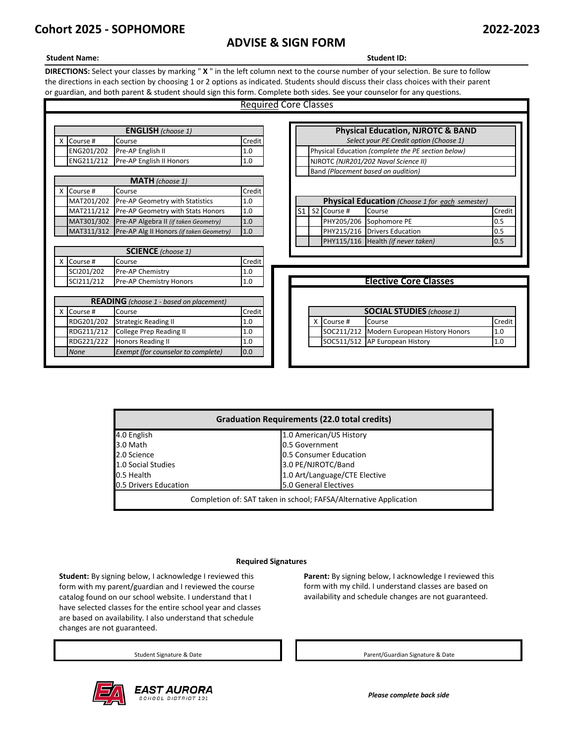# Cohort 2025 - SOPHOMORE

**2022-2023**

## ADVISE & SIGN FORM

**Student Name:**

**Student ID:**

**DIRECTIONS:** Select your classes by marking " **X** " in the left column next to the course number of your selection. Be sure to follow the directions in each section by choosing 1 or 2 options as indicated. Students should discuss their class choices with their parent or guardian, and both parent & student should sign this form. Complete both sides. See your counselor for any questions.

### Required Core Classes

| **ENGLISH** *(choose 1)* | | | |
|---|---|---|---|
| X | Course # | Course | Credit |
| | ENG201/202 | Pre-AP English II | 1.0 |
| | ENG211/212 | Pre-AP English II Honors | 1.0 |

| **MATH** *(choose 1)* | | | |
|---|---|---|---|
| X | Course # | Course | Credit |
| | MAT201/202 | Pre-AP Geometry with Statistics | 1.0 |
| | MAT211/212 | Pre-AP Geometry with Stats Honors | 1.0 |
| | MAT301/302 | Pre-AP Algebra II *(if taken Geometry)* | 1.0 |
| | MAT311/312 | Pre-AP Alg II Honors *(if taken Geometry)* | 1.0 |

| **SCIENCE** *(choose 1)* | | | |
|---|---|---|---|
| X | Course # | Course | Credit |
| | SCI201/202 | Pre-AP Chemistry | 1.0 |
| | SCI211/212 | Pre-AP Chemistry Honors | 1.0 |

| **READING** *(choose 1 - based on placement)* | | | |
|---|---|---|---|
| X | Course # | Course | Credit |
| | RDG201/202 | Strategic Reading II | 1.0 |
| | RDG211/212 | College Prep Reading II | 1.0 |
| | RDG221/222 | Honors Reading II | 1.0 |
| | *None* | *Exempt (for counselor to complete)* | 0.0 |

| **Physical Education, NJROTC & BAND** | |
|---|---|
| | *Select your PE Credit option (Choose 1)* |
| | Physical Education *(complete the PE section below)* |
| | NJROTC *(NJR201/202 Naval Science II)* |
| | Band *(Placement based on audition)* |

| **Physical Education** *(Choose 1 for each semester)* | | | | |
|---|---|---|---|---|
| S1 | S2 | Course # | Course | Credit |
| | | PHY205/206 | Sophomore PE | 0.5 |
| | | PHY215/216 | Drivers Education | 0.5 |
| | | PHY115/116 | Health *(if never taken)* | 0.5 |

### Elective Core Classes

| **SOCIAL STUDIES** *(choose 1)* | | | |
|---|---|---|---|
| X | Course # | Course | Credit |
| | SOC211/212 | Modern European History Honors | 1.0 |
| | SOC511/512 | AP European History | 1.0 |

| **Graduation Requirements (22.0 total credits)** | |
|---|---|
| 4.0 English | 1.0 American/US History |
| 3.0 Math | 0.5 Government |
| 2.0 Science | 0.5 Consumer Education |
| 1.0 Social Studies | 3.0 PE/NJROTC/Band |
| 0.5 Health | 1.0 Art/Language/CTE Elective |
| 0.5 Drivers Education | 5.0 General Electives |
| Completion of: SAT taken in school; FAFSA/Alternative Application | |

**Required Signatures**

**Student:** By signing below, I acknowledge I reviewed this form with my parent/guardian and I reviewed the course catalog found on our school website. I understand that I have selected classes for the entire school year and classes are based on availability. I also understand that schedule changes are not guaranteed.

**Parent:** By signing below, I acknowledge I reviewed this form with my child. I understand classes are based on availability and schedule changes are not guaranteed.

Student Signature & Date

Parent/Guardian Signature & Date

EAST AURORA SCHOOL DISTRICT 131

***Please complete back side***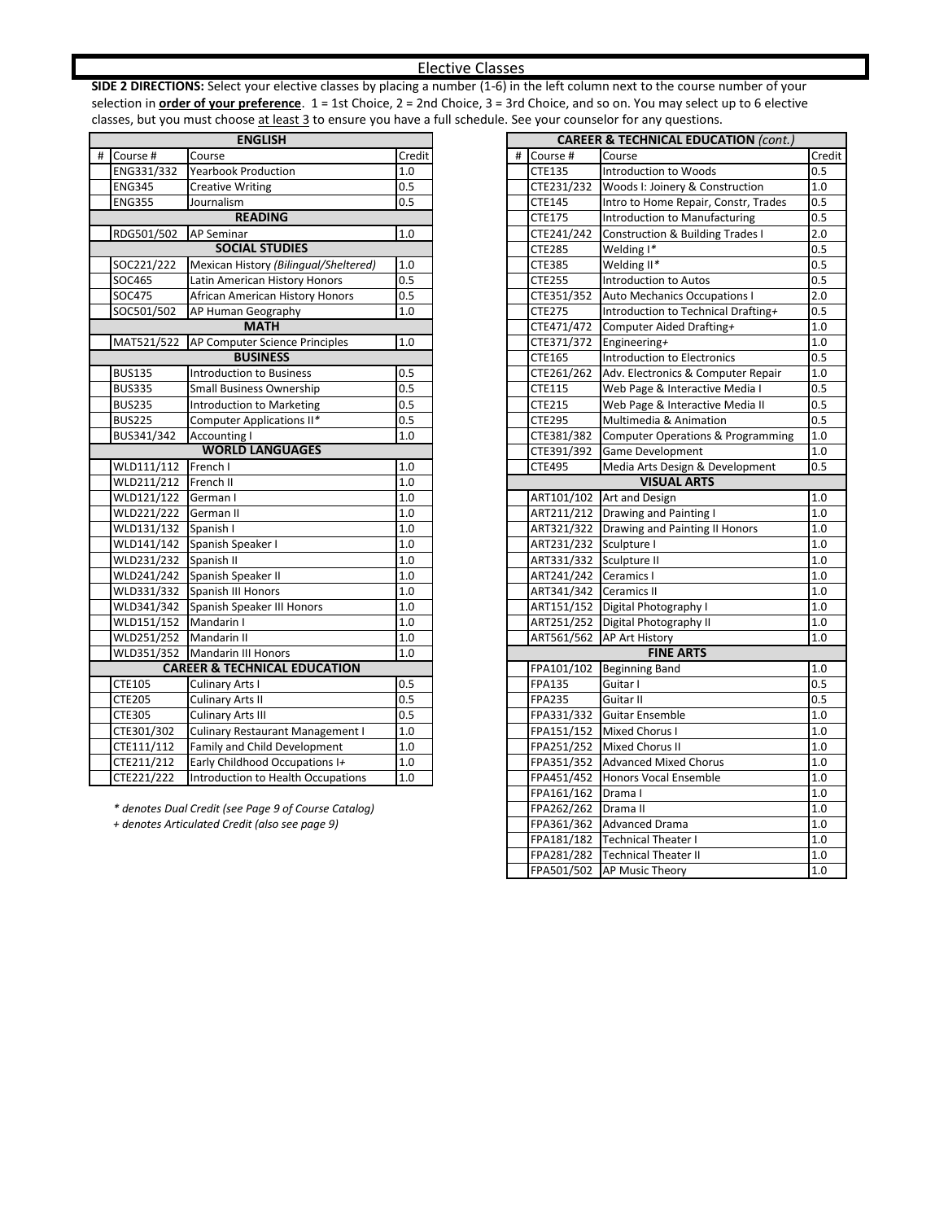## Elective Classes

**SIDE 2 DIRECTIONS:** Select your elective classes by placing a number (1-6) in the left column next to the course number of your selection in **order of your preference**. 1 = 1st Choice, 2 = 2nd Choice, 3 = 3rd Choice, and so on. You may select up to 6 elective classes, but you must choose at least 3 to ensure you have a full schedule. See your counselor for any questions.

| # | Course # | Course | Credit |
|---|---|---|---|
| | **ENGLISH** | | |
| | ENG331/332 | Yearbook Production | 1.0 |
| | ENG345 | Creative Writing | 0.5 |
| | ENG355 | Journalism | 0.5 |
| | **READING** | | |
| | RDG501/502 | AP Seminar | 1.0 |
| | **SOCIAL STUDIES** | | |
| | SOC221/222 | Mexican History *(Bilingual/Sheltered)* | 1.0 |
| | SOC465 | Latin American History Honors | 0.5 |
| | SOC475 | African American History Honors | 0.5 |
| | SOC501/502 | AP Human Geography | 1.0 |
| | **MATH** | | |
| | MAT521/522 | AP Computer Science Principles | 1.0 |
| | **BUSINESS** | | |
| | BUS135 | Introduction to Business | 0.5 |
| | BUS335 | Small Business Ownership | 0.5 |
| | BUS235 | Introduction to Marketing | 0.5 |
| | BUS225 | Computer Applications II* | 0.5 |
| | BUS341/342 | Accounting I | 1.0 |
| | **WORLD LANGUAGES** | | |
| | WLD111/112 | French I | 1.0 |
| | WLD211/212 | French II | 1.0 |
| | WLD121/122 | German I | 1.0 |
| | WLD221/222 | German II | 1.0 |
| | WLD131/132 | Spanish I | 1.0 |
| | WLD141/142 | Spanish Speaker I | 1.0 |
| | WLD231/232 | Spanish II | 1.0 |
| | WLD241/242 | Spanish Speaker II | 1.0 |
| | WLD331/332 | Spanish III Honors | 1.0 |
| | WLD341/342 | Spanish Speaker III Honors | 1.0 |
| | WLD151/152 | Mandarin I | 1.0 |
| | WLD251/252 | Mandarin II | 1.0 |
| | WLD351/352 | Mandarin III Honors | 1.0 |
| | **CAREER & TECHNICAL EDUCATION** | | |
| | CTE105 | Culinary Arts I | 0.5 |
| | CTE205 | Culinary Arts II | 0.5 |
| | CTE305 | Culinary Arts III | 0.5 |
| | CTE301/302 | Culinary Restaurant Management I | 1.0 |
| | CTE111/112 | Family and Child Development | 1.0 |
| | CTE211/212 | Early Childhood Occupations I+ | 1.0 |
| | CTE221/222 | Introduction to Health Occupations | 1.0 |

*\* denotes Dual Credit (see Page 9 of Course Catalog)*

*+ denotes Articulated Credit (also see page 9)*

| # | Course # | Course | Credit |
|---|---|---|---|
| | **CAREER & TECHNICAL EDUCATION** *(cont.)* | | |
| | CTE135 | Introduction to Woods | 0.5 |
| | CTE231/232 | Woods I: Joinery & Construction | 1.0 |
| | CTE145 | Intro to Home Repair, Constr, Trades | 0.5 |
| | CTE175 | Introduction to Manufacturing | 0.5 |
| | CTE241/242 | Construction & Building Trades I | 2.0 |
| | CTE285 | Welding I* | 0.5 |
| | CTE385 | Welding II* | 0.5 |
| | CTE255 | Introduction to Autos | 0.5 |
| | CTE351/352 | Auto Mechanics Occupations I | 2.0 |
| | CTE275 | Introduction to Technical Drafting+ | 0.5 |
| | CTE471/472 | Computer Aided Drafting+ | 1.0 |
| | CTE371/372 | Engineering+ | 1.0 |
| | CTE165 | Introduction to Electronics | 0.5 |
| | CTE261/262 | Adv. Electronics & Computer Repair | 1.0 |
| | CTE115 | Web Page & Interactive Media I | 0.5 |
| | CTE215 | Web Page & Interactive Media II | 0.5 |
| | CTE295 | Multimedia & Animation | 0.5 |
| | CTE381/382 | Computer Operations & Programming | 1.0 |
| | CTE391/392 | Game Development | 1.0 |
| | CTE495 | Media Arts Design & Development | 0.5 |
| | **VISUAL ARTS** | | |
| | ART101/102 | Art and Design | 1.0 |
| | ART211/212 | Drawing and Painting I | 1.0 |
| | ART321/322 | Drawing and Painting II Honors | 1.0 |
| | ART231/232 | Sculpture I | 1.0 |
| | ART331/332 | Sculpture II | 1.0 |
| | ART241/242 | Ceramics I | 1.0 |
| | ART341/342 | Ceramics II | 1.0 |
| | ART151/152 | Digital Photography I | 1.0 |
| | ART251/252 | Digital Photography II | 1.0 |
| | ART561/562 | AP Art History | 1.0 |
| | **FINE ARTS** | | |
| | FPA101/102 | Beginning Band | 1.0 |
| | FPA135 | Guitar I | 0.5 |
| | FPA235 | Guitar II | 0.5 |
| | FPA331/332 | Guitar Ensemble | 1.0 |
| | FPA151/152 | Mixed Chorus I | 1.0 |
| | FPA251/252 | Mixed Chorus II | 1.0 |
| | FPA351/352 | Advanced Mixed Chorus | 1.0 |
| | FPA451/452 | Honors Vocal Ensemble | 1.0 |
| | FPA161/162 | Drama I | 1.0 |
| | FPA262/262 | Drama II | 1.0 |
| | FPA361/362 | Advanced Drama | 1.0 |
| | FPA181/182 | Technical Theater I | 1.0 |
| | FPA281/282 | Technical Theater II | 1.0 |
| | FPA501/502 | AP Music Theory | 1.0 |